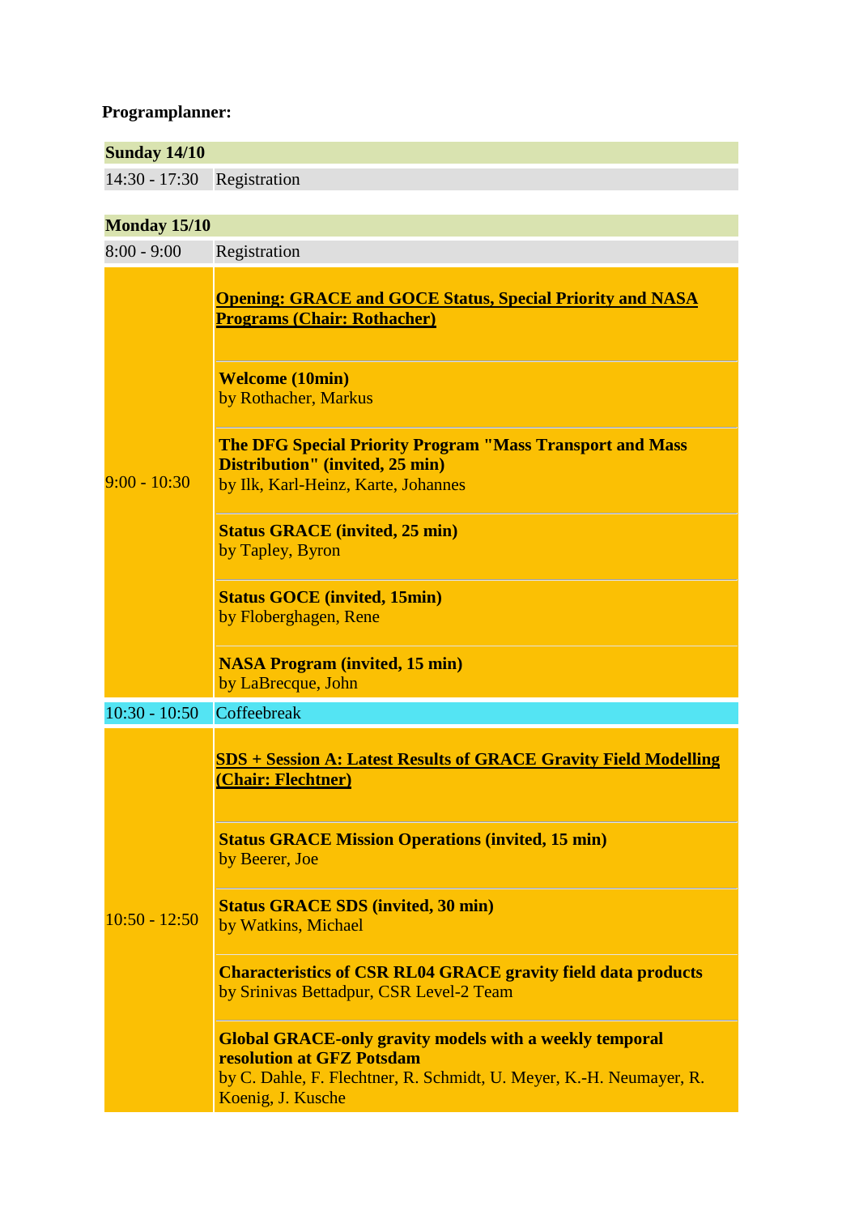**Programplanner:**

| **Sunday 14/10** | |
|---|---|
| 14:30 - 17:30 | Registration |

| **Monday 15/10** | |
|---|---|
| 8:00 - 9:00 | Registration |
| 9:00 - 10:30 | **Opening: GRACE and GOCE Status, Special Priority and NASA Programs (Chair: Rothacher)** |
| | **Welcome (10min)**<br>by Rothacher, Markus |
| | **The DFG Special Priority Program "Mass Transport and Mass Distribution" (invited, 25 min)**<br>by Ilk, Karl-Heinz, Karte, Johannes |
| | **Status GRACE (invited, 25 min)**<br>by Tapley, Byron |
| | **Status GOCE (invited, 15min)**<br>by Floberghagen, Rene |
| | **NASA Program (invited, 15 min)**<br>by LaBrecque, John |
| 10:30 - 10:50 | Coffeebreak |
| 10:50 - 12:50 | **SDS + Session A: Latest Results of GRACE Gravity Field Modelling (Chair: Flechtner)** |
| | **Status GRACE Mission Operations (invited, 15 min)**<br>by Beerer, Joe |
| | **Status GRACE SDS (invited, 30 min)**<br>by Watkins, Michael |
| | **Characteristics of CSR RL04 GRACE gravity field data products**<br>by Srinivas Bettadpur, CSR Level-2 Team |
| | **Global GRACE-only gravity models with a weekly temporal resolution at GFZ Potsdam**<br>by C. Dahle, F. Flechtner, R. Schmidt, U. Meyer, K.-H. Neumayer, R. Koenig, J. Kusche |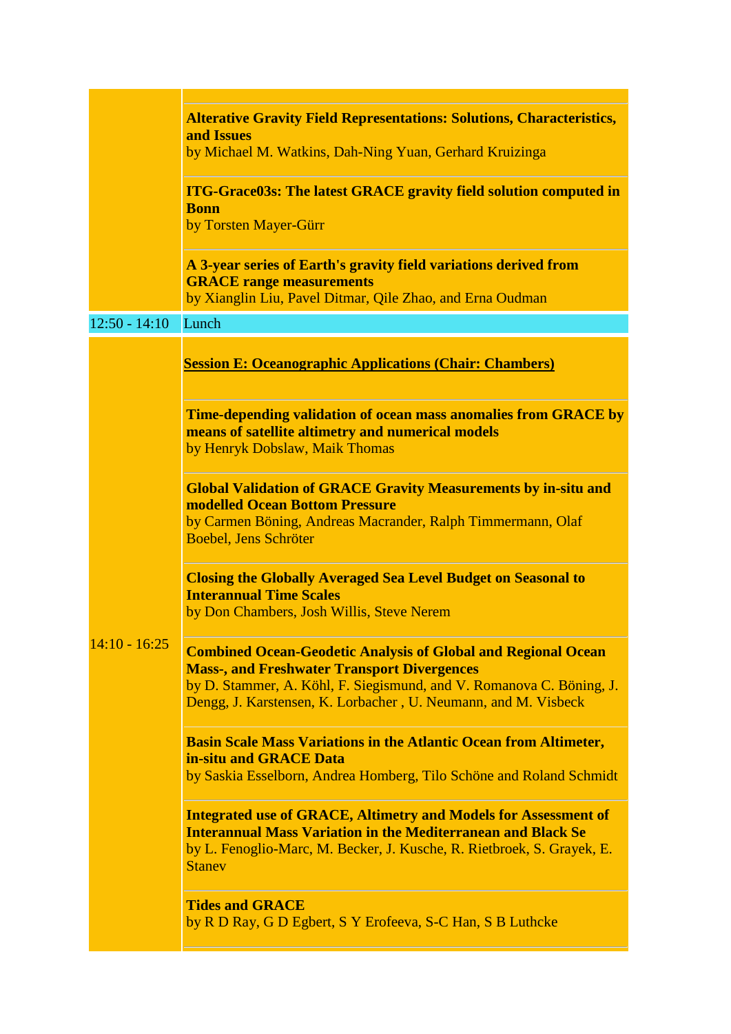| | |
|---|---|
| | **Alterative Gravity Field Representations: Solutions, Characteristics, and Issues**<br>by Michael M. Watkins, Dah-Ning Yuan, Gerhard Kruizinga<br><br>**ITG-Grace03s: The latest GRACE gravity field solution computed in Bonn**<br>by Torsten Mayer-Gürr<br><br>**A 3-year series of Earth's gravity field variations derived from GRACE range measurements**<br>by Xianglin Liu, Pavel Ditmar, Qile Zhao, and Erna Oudman |
| 12:50 - 14:10 | Lunch |
| 14:10 - 16:25 | **Session E: Oceanographic Applications (Chair: Chambers)**<br><br>**Time-depending validation of ocean mass anomalies from GRACE by means of satellite altimetry and numerical models**<br>by Henryk Dobslaw, Maik Thomas<br><br>**Global Validation of GRACE Gravity Measurements by in-situ and modelled Ocean Bottom Pressure**<br>by Carmen Böning, Andreas Macrander, Ralph Timmermann, Olaf Boebel, Jens Schröter<br><br>**Closing the Globally Averaged Sea Level Budget on Seasonal to Interannual Time Scales**<br>by Don Chambers, Josh Willis, Steve Nerem<br><br>**Combined Ocean-Geodetic Analysis of Global and Regional Ocean Mass-, and Freshwater Transport Divergences**<br>by D. Stammer, A. Köhl, F. Siegismund, and V. Romanova C. Böning, J. Dengg, J. Karstensen, K. Lorbacher , U. Neumann, and M. Visbeck<br><br>**Basin Scale Mass Variations in the Atlantic Ocean from Altimeter, in-situ and GRACE Data**<br>by Saskia Esselborn, Andrea Homberg, Tilo Schöne and Roland Schmidt<br><br>**Integrated use of GRACE, Altimetry and Models for Assessment of Interannual Mass Variation in the Mediterranean and Black Se**<br>by L. Fenoglio-Marc, M. Becker, J. Kusche, R. Rietbroek, S. Grayek, E. Stanev<br><br>**Tides and GRACE**<br>by R D Ray, G D Egbert, S Y Erofeeva, S-C Han, S B Luthcke |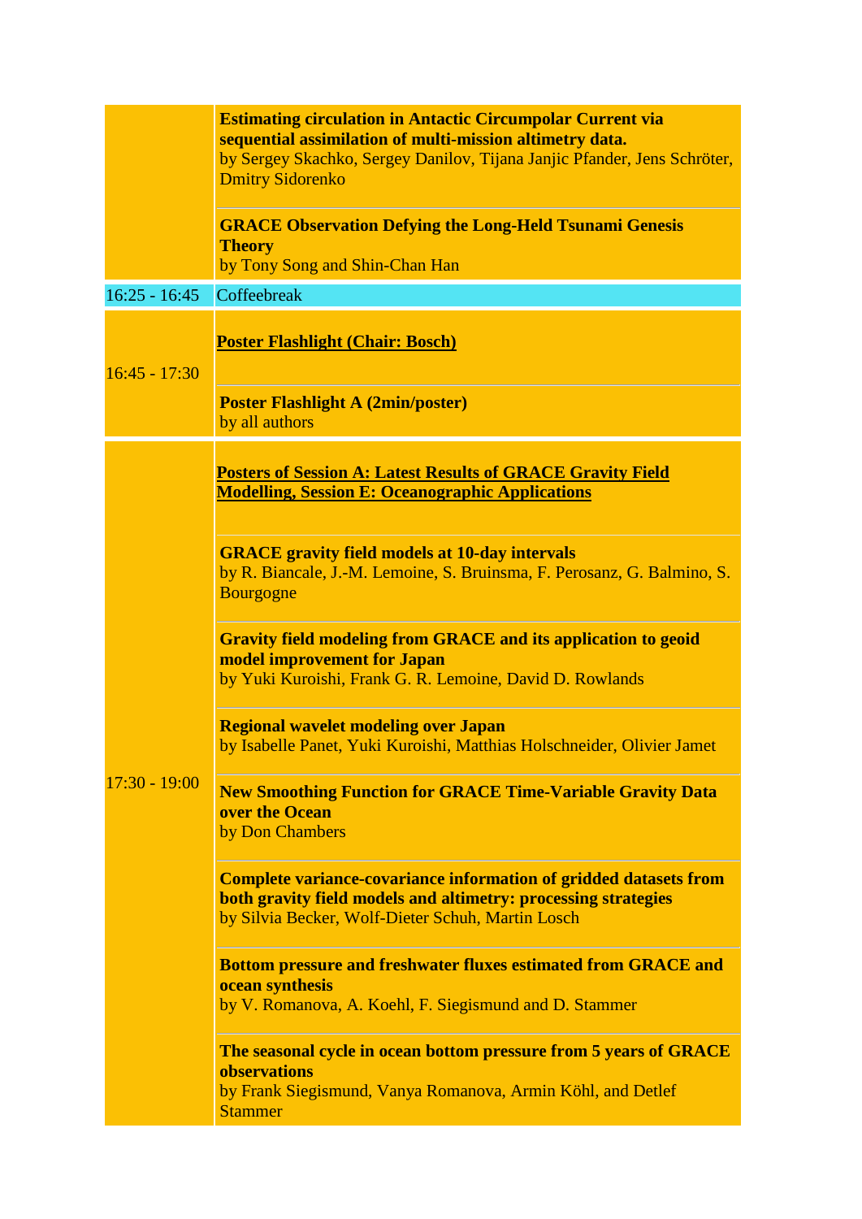| | |
|---|---|
| | **Estimating circulation in Antactic Circumpolar Current via sequential assimilation of multi-mission altimetry data.** by Sergey Skachko, Sergey Danilov, Tijana Janjic Pfander, Jens Schröter, Dmitry Sidorenko |
| | **GRACE Observation Defying the Long-Held Tsunami Genesis Theory** by Tony Song and Shin-Chan Han |
| 16:25 - 16:45 | Coffeebreak |
| 16:45 - 17:30 | **Poster Flashlight (Chair: Bosch)** |
| | **Poster Flashlight A (2min/poster)** by all authors |
| 17:30 - 19:00 | **Posters of Session A: Latest Results of GRACE Gravity Field Modelling, Session E: Oceanographic Applications** |
| | **GRACE gravity field models at 10-day intervals** by R. Biancale, J.-M. Lemoine, S. Bruinsma, F. Perosanz, G. Balmino, S. Bourgogne |
| | **Gravity field modeling from GRACE and its application to geoid model improvement for Japan** by Yuki Kuroishi, Frank G. R. Lemoine, David D. Rowlands |
| | **Regional wavelet modeling over Japan** by Isabelle Panet, Yuki Kuroishi, Matthias Holschneider, Olivier Jamet |
| | **New Smoothing Function for GRACE Time-Variable Gravity Data over the Ocean** by Don Chambers |
| | **Complete variance-covariance information of gridded datasets from both gravity field models and altimetry: processing strategies** by Silvia Becker, Wolf-Dieter Schuh, Martin Losch |
| | **Bottom pressure and freshwater fluxes estimated from GRACE and ocean synthesis** by V. Romanova, A. Koehl, F. Siegismund and D. Stammer |
| | **The seasonal cycle in ocean bottom pressure from 5 years of GRACE observations** by Frank Siegismund, Vanya Romanova, Armin Köhl, and Detlef Stammer |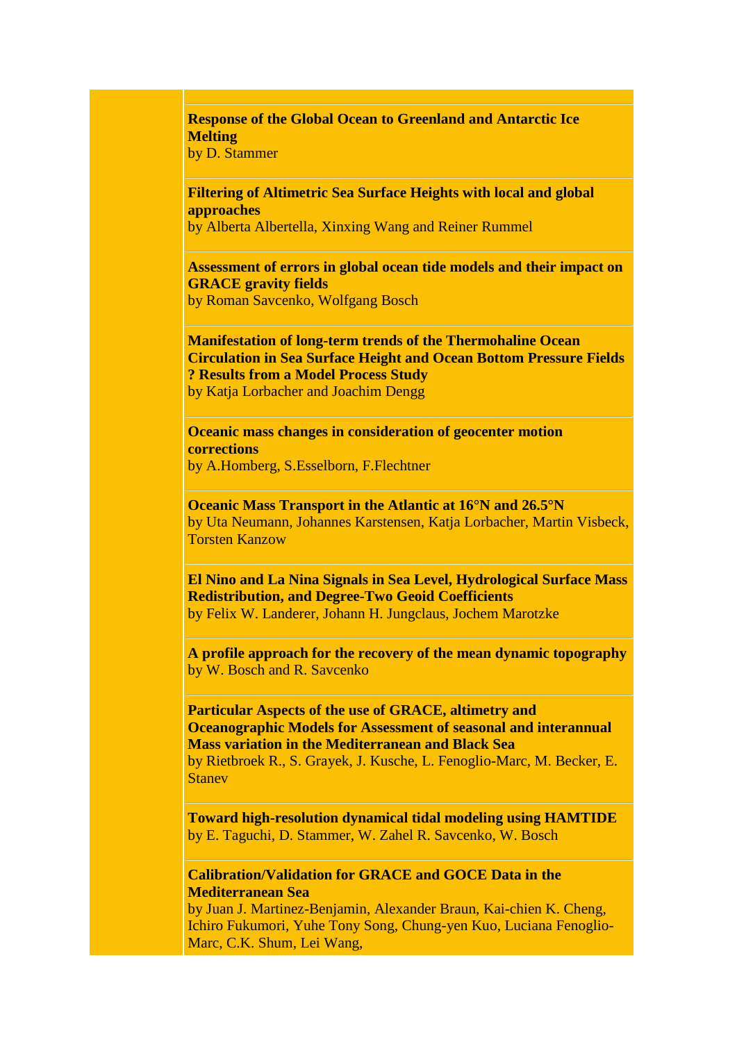**Response of the Global Ocean to Greenland and Antarctic Ice Melting**
by D. Stammer

**Filtering of Altimetric Sea Surface Heights with local and global approaches**
by Alberta Albertella, Xinxing Wang and Reiner Rummel

**Assessment of errors in global ocean tide models and their impact on GRACE gravity fields**
by Roman Savcenko, Wolfgang Bosch

**Manifestation of long-term trends of the Thermohaline Ocean Circulation in Sea Surface Height and Ocean Bottom Pressure Fields ? Results from a Model Process Study**
by Katja Lorbacher and Joachim Dengg

**Oceanic mass changes in consideration of geocenter motion corrections**
by A.Homberg, S.Esselborn, F.Flechtner

**Oceanic Mass Transport in the Atlantic at 16°N and 26.5°N**
by Uta Neumann, Johannes Karstensen, Katja Lorbacher, Martin Visbeck, Torsten Kanzow

**El Nino and La Nina Signals in Sea Level, Hydrological Surface Mass Redistribution, and Degree-Two Geoid Coefficients**
by Felix W. Landerer, Johann H. Jungclaus, Jochem Marotzke

**A profile approach for the recovery of the mean dynamic topography**
by W. Bosch and R. Savcenko

**Particular Aspects of the use of GRACE, altimetry and Oceanographic Models for Assessment of seasonal and interannual Mass variation in the Mediterranean and Black Sea**
by Rietbroek R., S. Grayek, J. Kusche, L. Fenoglio-Marc, M. Becker, E. Stanev

**Toward high-resolution dynamical tidal modeling using HAMTIDE**
by E. Taguchi, D. Stammer, W. Zahel R. Savcenko, W. Bosch

**Calibration/Validation for GRACE and GOCE Data in the Mediterranean Sea**
by Juan J. Martinez-Benjamin, Alexander Braun, Kai-chien K. Cheng, Ichiro Fukumori, Yuhe Tony Song, Chung-yen Kuo, Luciana Fenoglio-Marc, C.K. Shum, Lei Wang,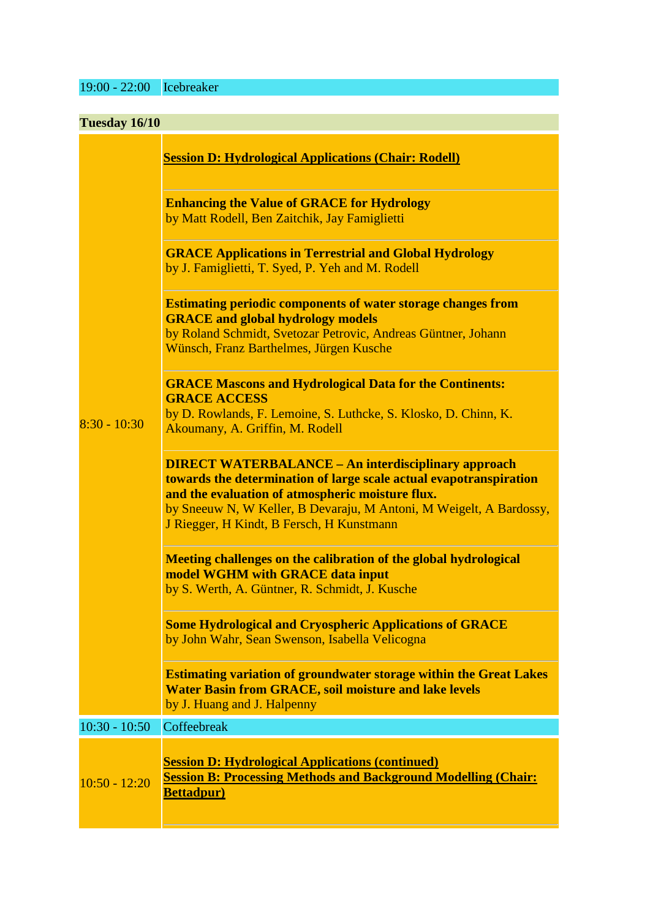| 19:00 - 22:00 | Icebreaker |
|---|---|

**Tuesday 16/10**

| | |
|---|---|
| 8:30 - 10:30 | **Session D: Hydrological Applications (Chair: Rodell)** |
| | **Enhancing the Value of GRACE for Hydrology**<br>by Matt Rodell, Ben Zaitchik, Jay Famiglietti |
| | **GRACE Applications in Terrestrial and Global Hydrology**<br>by J. Famiglietti, T. Syed, P. Yeh and M. Rodell |
| | **Estimating periodic components of water storage changes from GRACE and global hydrology models**<br>by Roland Schmidt, Svetozar Petrovic, Andreas Güntner, Johann Wünsch, Franz Barthelmes, Jürgen Kusche |
| | **GRACE Mascons and Hydrological Data for the Continents: GRACE ACCESS**<br>by D. Rowlands, F. Lemoine, S. Luthcke, S. Klosko, D. Chinn, K. Akoumany, A. Griffin, M. Rodell |
| | **DIRECT WATERBALANCE – An interdisciplinary approach towards the determination of large scale actual evapotranspiration and the evaluation of atmospheric moisture flux.**<br>by Sneeuw N, W Keller, B Devaraju, M Antoni, M Weigelt, A Bardossy, J Riegger, H Kindt, B Fersch, H Kunstmann |
| | **Meeting challenges on the calibration of the global hydrological model WGHM with GRACE data input**<br>by S. Werth, A. Güntner, R. Schmidt, J. Kusche |
| | **Some Hydrological and Cryospheric Applications of GRACE**<br>by John Wahr, Sean Swenson, Isabella Velicogna |
| | **Estimating variation of groundwater storage within the Great Lakes Water Basin from GRACE, soil moisture and lake levels**<br>by J. Huang and J. Halpenny |
| 10:30 - 10:50 | Coffeebreak |
| 10:50 - 12:20 | **Session D: Hydrological Applications (continued)**<br>**Session B: Processing Methods and Background Modelling (Chair: Bettadpur)** |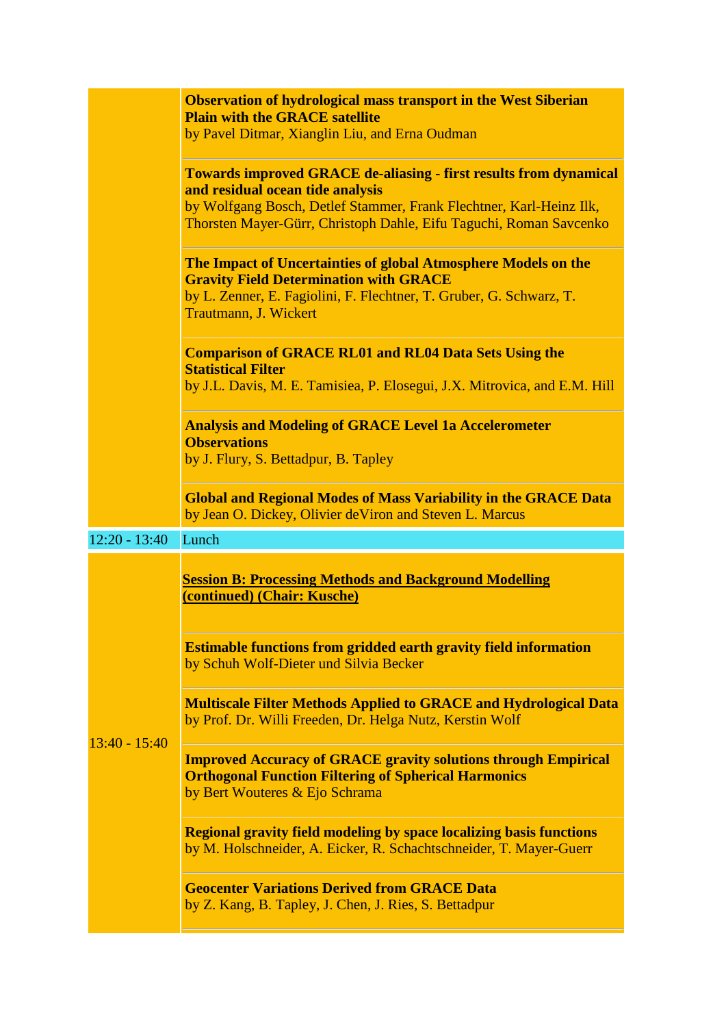| | |
|---|---|
| | **Observation of hydrological mass transport in the West Siberian Plain with the GRACE satellite**<br>by Pavel Ditmar, Xianglin Liu, and Erna Oudman |
| | **Towards improved GRACE de-aliasing - first results from dynamical and residual ocean tide analysis**<br>by Wolfgang Bosch, Detlef Stammer, Frank Flechtner, Karl-Heinz Ilk, Thorsten Mayer-Gürr, Christoph Dahle, Eifu Taguchi, Roman Savcenko |
| | **The Impact of Uncertainties of global Atmosphere Models on the Gravity Field Determination with GRACE**<br>by L. Zenner, E. Fagiolini, F. Flechtner, T. Gruber, G. Schwarz, T. Trautmann, J. Wickert |
| | **Comparison of GRACE RL01 and RL04 Data Sets Using the Statistical Filter**<br>by J.L. Davis, M. E. Tamisiea, P. Elosegui, J.X. Mitrovica, and E.M. Hill |
| | **Analysis and Modeling of GRACE Level 1a Accelerometer Observations**<br>by J. Flury, S. Bettadpur, B. Tapley |
| | **Global and Regional Modes of Mass Variability in the GRACE Data**<br>by Jean O. Dickey, Olivier deViron and Steven L. Marcus |
| 12:20 - 13:40 | Lunch |
| 13:40 - 15:40 | <u>**Session B: Processing Methods and Background Modelling (continued) (Chair: Kusche)**</u> |
| | **Estimable functions from gridded earth gravity field information**<br>by Schuh Wolf-Dieter und Silvia Becker |
| | **Multiscale Filter Methods Applied to GRACE and Hydrological Data**<br>by Prof. Dr. Willi Freeden, Dr. Helga Nutz, Kerstin Wolf |
| | **Improved Accuracy of GRACE gravity solutions through Empirical Orthogonal Function Filtering of Spherical Harmonics**<br>by Bert Wouteres & Ejo Schrama |
| | **Regional gravity field modeling by space localizing basis functions**<br>by M. Holschneider, A. Eicker, R. Schachtschneider, T. Mayer-Guerr |
| | **Geocenter Variations Derived from GRACE Data**<br>by Z. Kang, B. Tapley, J. Chen, J. Ries, S. Bettadpur |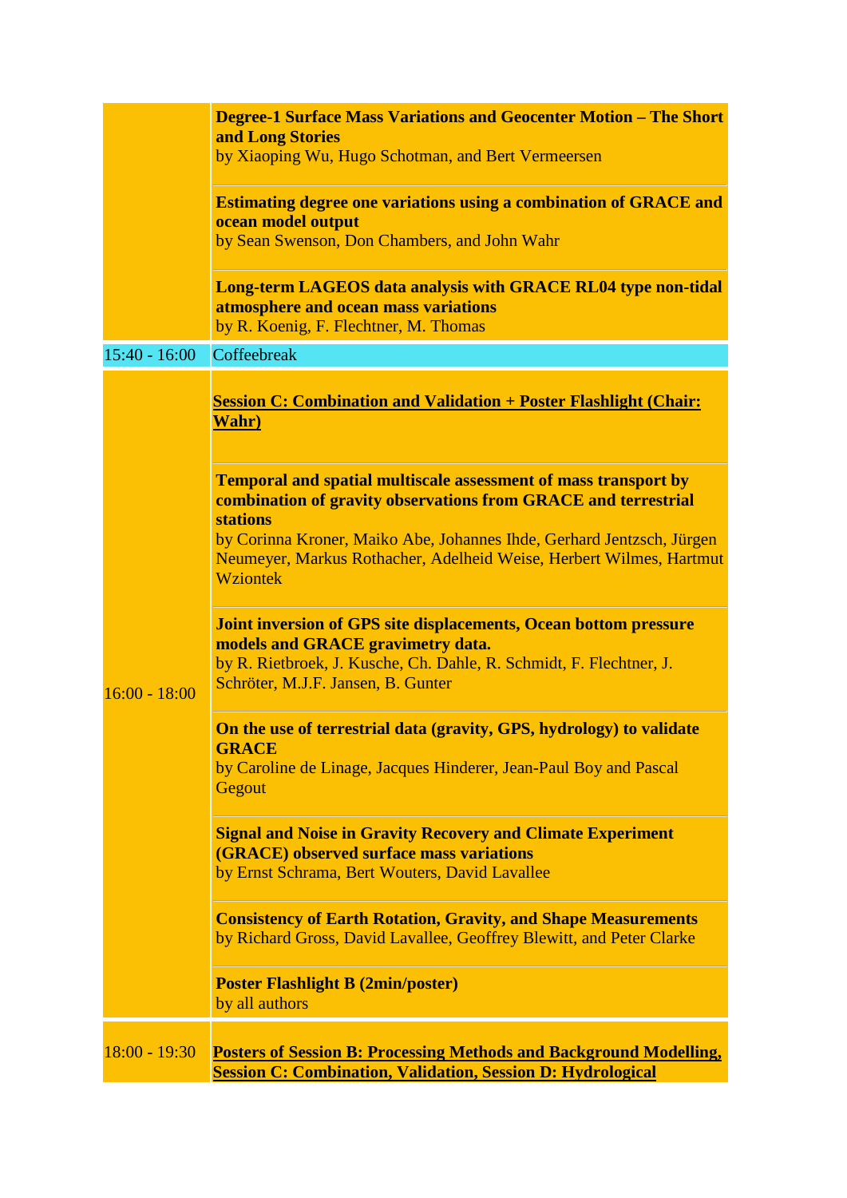| | |
|---|---|
| | **Degree-1 Surface Mass Variations and Geocenter Motion – The Short and Long Stories**<br>by Xiaoping Wu, Hugo Schotman, and Bert Vermeersen |
| | **Estimating degree one variations using a combination of GRACE and ocean model output**<br>by Sean Swenson, Don Chambers, and John Wahr |
| | **Long-term LAGEOS data analysis with GRACE RL04 type non-tidal atmosphere and ocean mass variations**<br>by R. Koenig, F. Flechtner, M. Thomas |
| 15:40 - 16:00 | Coffeebreak |
| 16:00 - 18:00 | **Session C: Combination and Validation + Poster Flashlight (Chair: Wahr)** |
| | **Temporal and spatial multiscale assessment of mass transport by combination of gravity observations from GRACE and terrestrial stations**<br>by Corinna Kroner, Maiko Abe, Johannes Ihde, Gerhard Jentzsch, Jürgen Neumeyer, Markus Rothacher, Adelheid Weise, Herbert Wilmes, Hartmut Wziontek |
| | **Joint inversion of GPS site displacements, Ocean bottom pressure models and GRACE gravimetry data.**<br>by R. Rietbroek, J. Kusche, Ch. Dahle, R. Schmidt, F. Flechtner, J. Schröter, M.J.F. Jansen, B. Gunter |
| | **On the use of terrestrial data (gravity, GPS, hydrology) to validate GRACE**<br>by Caroline de Linage, Jacques Hinderer, Jean-Paul Boy and Pascal Gegout |
| | **Signal and Noise in Gravity Recovery and Climate Experiment (GRACE) observed surface mass variations**<br>by Ernst Schrama, Bert Wouters, David Lavallee |
| | **Consistency of Earth Rotation, Gravity, and Shape Measurements**<br>by Richard Gross, David Lavallee, Geoffrey Blewitt, and Peter Clarke |
| | **Poster Flashlight B (2min/poster)**<br>by all authors |
| 18:00 - 19:30 | **Posters of Session B: Processing Methods and Background Modelling, Session C: Combination, Validation, Session D: Hydrological** |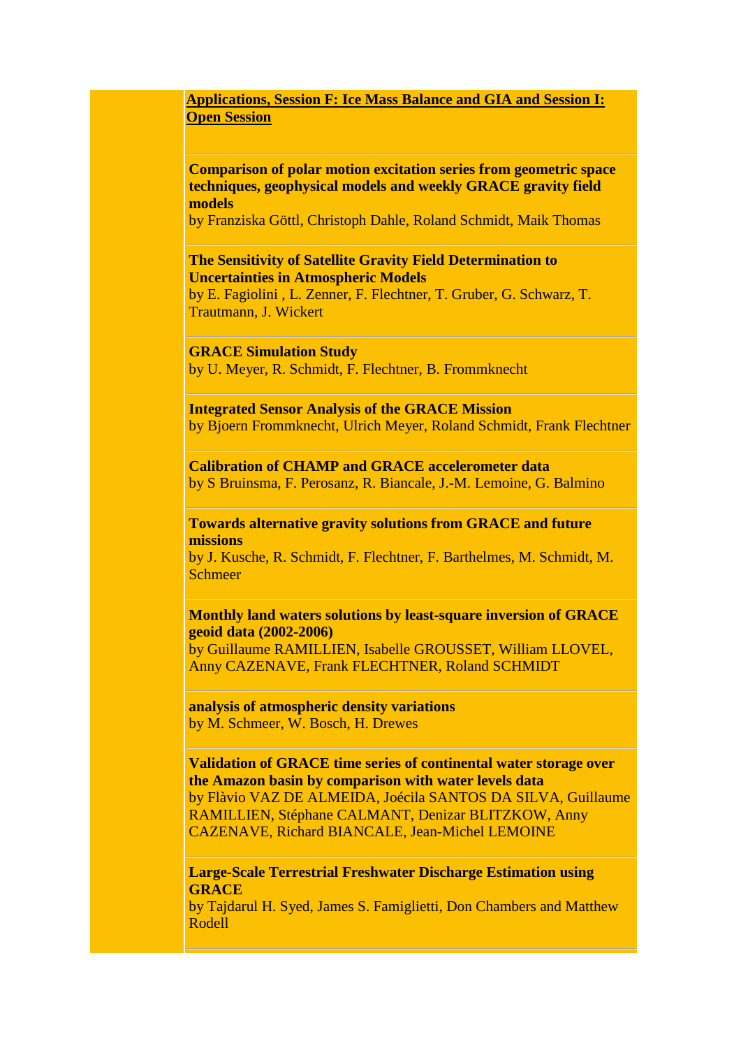[Applications, Session F: Ice Mass Balance and GIA and Session I: Open Session]

**Comparison of polar motion excitation series from geometric space techniques, geophysical models and weekly GRACE gravity field models**
by Franziska Göttl, Christoph Dahle, Roland Schmidt, Maik Thomas

**The Sensitivity of Satellite Gravity Field Determination to Uncertainties in Atmospheric Models**
by E. Fagiolini , L. Zenner, F. Flechtner, T. Gruber, G. Schwarz, T. Trautmann, J. Wickert

**GRACE Simulation Study**
by U. Meyer, R. Schmidt, F. Flechtner, B. Frommknecht

**Integrated Sensor Analysis of the GRACE Mission**
by Bjoern Frommknecht, Ulrich Meyer, Roland Schmidt, Frank Flechtner

**Calibration of CHAMP and GRACE accelerometer data**
by S Bruinsma, F. Perosanz, R. Biancale, J.-M. Lemoine, G. Balmino

**Towards alternative gravity solutions from GRACE and future missions**
by J. Kusche, R. Schmidt, F. Flechtner, F. Barthelmes, M. Schmidt, M. Schmeer

**Monthly land waters solutions by least-square inversion of GRACE geoid data (2002-2006)**
by Guillaume RAMILLIEN, Isabelle GROUSSET, William LLOVEL, Anny CAZENAVE, Frank FLECHTNER, Roland SCHMIDT

**analysis of atmospheric density variations**
by M. Schmeer, W. Bosch, H. Drewes

**Validation of GRACE time series of continental water storage over the Amazon basin by comparison with water levels data**
by Flàvio VAZ DE ALMEIDA, Joécila SANTOS DA SILVA, Guillaume RAMILLIEN, Stéphane CALMANT, Denizar BLITZKOW, Anny CAZENAVE, Richard BIANCALE, Jean-Michel LEMOINE

**Large-Scale Terrestrial Freshwater Discharge Estimation using GRACE**
by Tajdarul H. Syed, James S. Famiglietti, Don Chambers and Matthew Rodell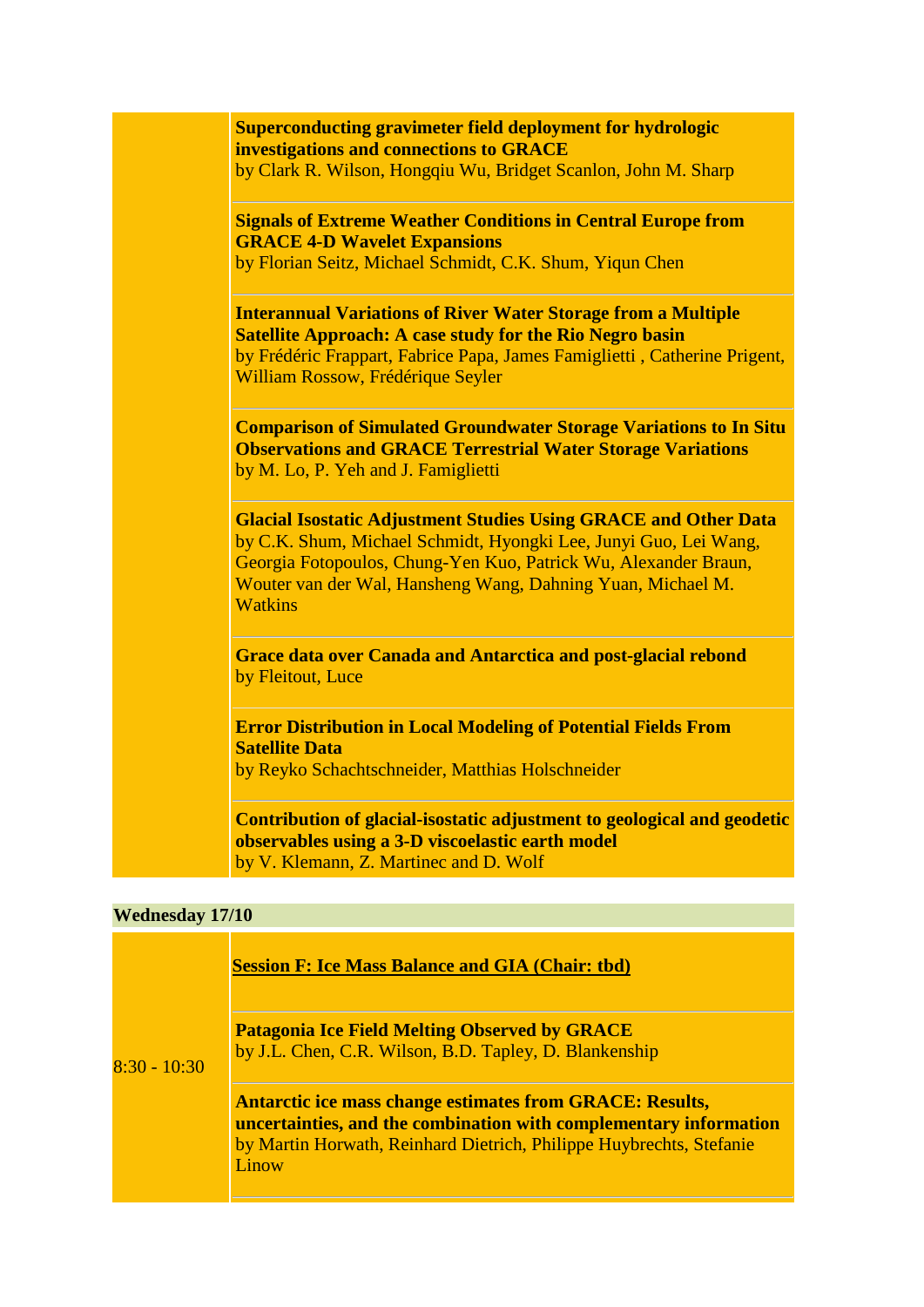| | |
|---|---|
| | **Superconducting gravimeter field deployment for hydrologic investigations and connections to GRACE**<br>by Clark R. Wilson, Hongqiu Wu, Bridget Scanlon, John M. Sharp |
| | **Signals of Extreme Weather Conditions in Central Europe from GRACE 4-D Wavelet Expansions**<br>by Florian Seitz, Michael Schmidt, C.K. Shum, Yiqun Chen |
| | **Interannual Variations of River Water Storage from a Multiple Satellite Approach: A case study for the Rio Negro basin**<br>by Frédéric Frappart, Fabrice Papa, James Famiglietti , Catherine Prigent, William Rossow, Frédérique Seyler |
| | **Comparison of Simulated Groundwater Storage Variations to In Situ Observations and GRACE Terrestrial Water Storage Variations**<br>by M. Lo, P. Yeh and J. Famiglietti |
| | **Glacial Isostatic Adjustment Studies Using GRACE and Other Data**<br>by C.K. Shum, Michael Schmidt, Hyongki Lee, Junyi Guo, Lei Wang, Georgia Fotopoulos, Chung-Yen Kuo, Patrick Wu, Alexander Braun, Wouter van der Wal, Hansheng Wang, Dahning Yuan, Michael M. Watkins |
| | **Grace data over Canada and Antarctica and post-glacial rebond**<br>by Fleitout, Luce |
| | **Error Distribution in Local Modeling of Potential Fields From Satellite Data**<br>by Reyko Schachtschneider, Matthias Holschneider |
| | **Contribution of glacial-isostatic adjustment to geological and geodetic observables using a 3-D viscoelastic earth model**<br>by V. Klemann, Z. Martinec and D. Wolf |

**Wednesday 17/10**

| | |
|---|---|
| 8:30 - 10:30 | **Session F: Ice Mass Balance and GIA (Chair: tbd)** |
| | **Patagonia Ice Field Melting Observed by GRACE**<br>by J.L. Chen, C.R. Wilson, B.D. Tapley, D. Blankenship |
| | **Antarctic ice mass change estimates from GRACE: Results, uncertainties, and the combination with complementary information**<br>by Martin Horwath, Reinhard Dietrich, Philippe Huybrechts, Stefanie Linow |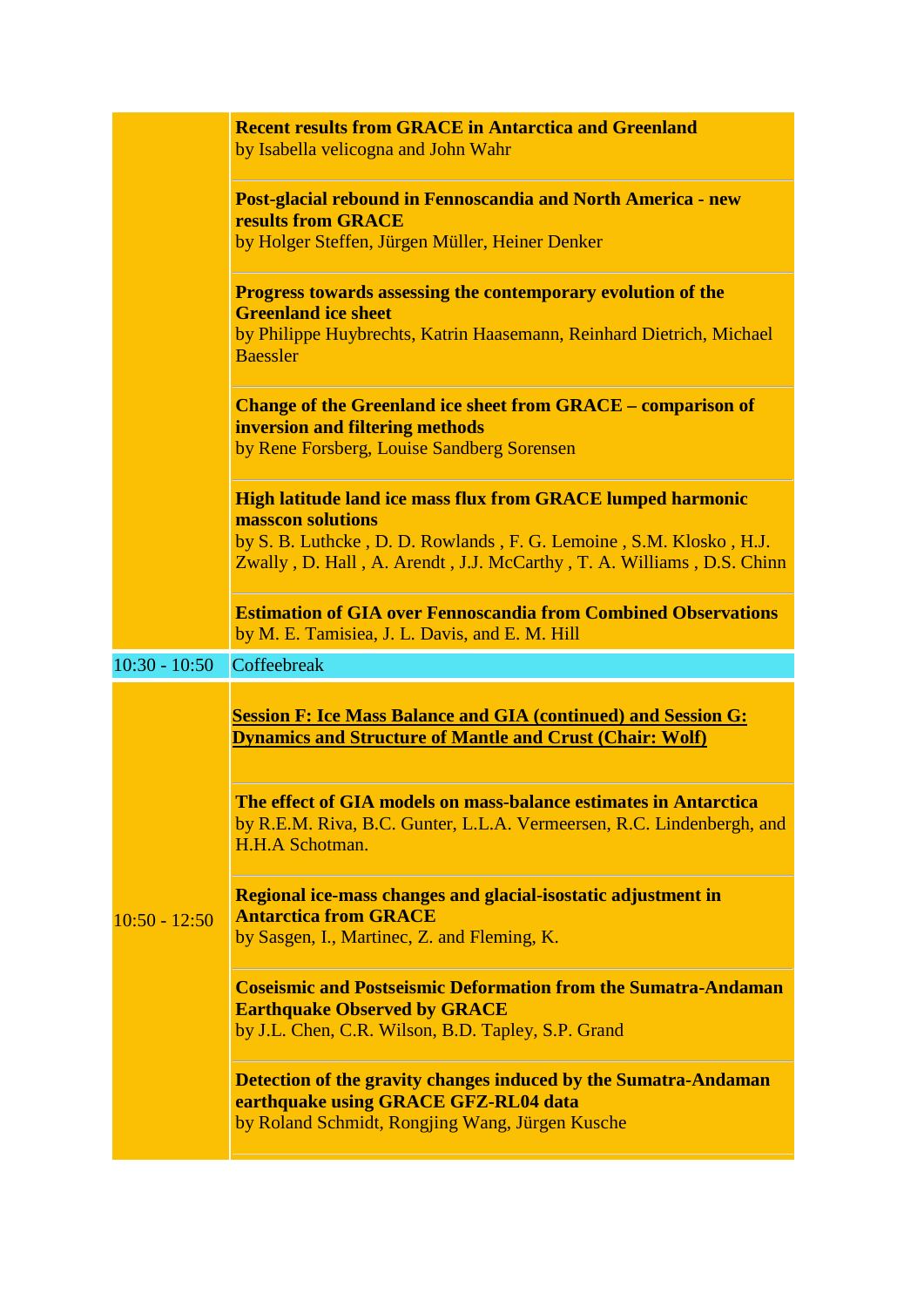| | |
|---|---|
| | **Recent results from GRACE in Antarctica and Greenland**<br>by Isabella velicogna and John Wahr |
| | **Post-glacial rebound in Fennoscandia and North America - new results from GRACE**<br>by Holger Steffen, Jürgen Müller, Heiner Denker |
| | **Progress towards assessing the contemporary evolution of the Greenland ice sheet**<br>by Philippe Huybrechts, Katrin Haasemann, Reinhard Dietrich, Michael Baessler |
| | **Change of the Greenland ice sheet from GRACE – comparison of inversion and filtering methods**<br>by Rene Forsberg, Louise Sandberg Sorensen |
| | **High latitude land ice mass flux from GRACE lumped harmonic masscon solutions**<br>by S. B. Luthcke , D. D. Rowlands , F. G. Lemoine , S.M. Klosko , H.J. Zwally , D. Hall , A. Arendt , J.J. McCarthy , T. A. Williams , D.S. Chinn |
| | **Estimation of GIA over Fennoscandia from Combined Observations**<br>by M. E. Tamisiea, J. L. Davis, and E. M. Hill |
| 10:30 - 10:50 | Coffeebreak |
| 10:50 - 12:50 | **Session F: Ice Mass Balance and GIA (continued) and Session G: Dynamics and Structure of Mantle and Crust (Chair: Wolf)** |
| | **The effect of GIA models on mass-balance estimates in Antarctica**<br>by R.E.M. Riva, B.C. Gunter, L.L.A. Vermeersen, R.C. Lindenbergh, and H.H.A Schotman. |
| | **Regional ice-mass changes and glacial-isostatic adjustment in Antarctica from GRACE**<br>by Sasgen, I., Martinec, Z. and Fleming, K. |
| | **Coseismic and Postseismic Deformation from the Sumatra-Andaman Earthquake Observed by GRACE**<br>by J.L. Chen, C.R. Wilson, B.D. Tapley, S.P. Grand |
| | **Detection of the gravity changes induced by the Sumatra-Andaman earthquake using GRACE GFZ-RL04 data**<br>by Roland Schmidt, Rongjing Wang, Jürgen Kusche |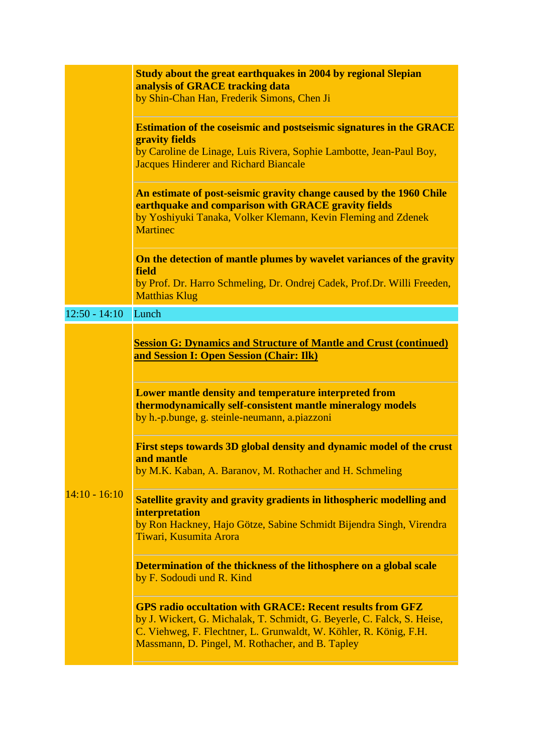| | |
|---|---|
| | **Study about the great earthquakes in 2004 by regional Slepian analysis of GRACE tracking data**<br>by Shin-Chan Han, Frederik Simons, Chen Ji |
| | **Estimation of the coseismic and postseismic signatures in the GRACE gravity fields**<br>by Caroline de Linage, Luis Rivera, Sophie Lambotte, Jean-Paul Boy, Jacques Hinderer and Richard Biancale |
| | **An estimate of post-seismic gravity change caused by the 1960 Chile earthquake and comparison with GRACE gravity fields**<br>by Yoshiyuki Tanaka, Volker Klemann, Kevin Fleming and Zdenek Martinec |
| | **On the detection of mantle plumes by wavelet variances of the gravity field**<br>by Prof. Dr. Harro Schmeling, Dr. Ondrej Cadek, Prof.Dr. Willi Freeden, Matthias Klug |
| 12:50 - 14:10 | Lunch |
| 14:10 - 16:10 | <u>**Session G: Dynamics and Structure of Mantle and Crust (continued) and Session I: Open Session (Chair: Ilk)**</u> |
| | **Lower mantle density and temperature interpreted from thermodynamically self-consistent mantle mineralogy models**<br>by h.-p.bunge, g. steinle-neumann, a.piazzoni |
| | **First steps towards 3D global density and dynamic model of the crust and mantle**<br>by M.K. Kaban, A. Baranov, M. Rothacher and H. Schmeling |
| | **Satellite gravity and gravity gradients in lithospheric modelling and interpretation**<br>by Ron Hackney, Hajo Götze, Sabine Schmidt Bijendra Singh, Virendra Tiwari, Kusumita Arora |
| | **Determination of the thickness of the lithosphere on a global scale**<br>by F. Sodoudi und R. Kind |
| | **GPS radio occultation with GRACE: Recent results from GFZ**<br>by J. Wickert, G. Michalak, T. Schmidt, G. Beyerle, C. Falck, S. Heise, C. Viehweg, F. Flechtner, L. Grunwaldt, W. Köhler, R. König, F.H. Massmann, D. Pingel, M. Rothacher, and B. Tapley |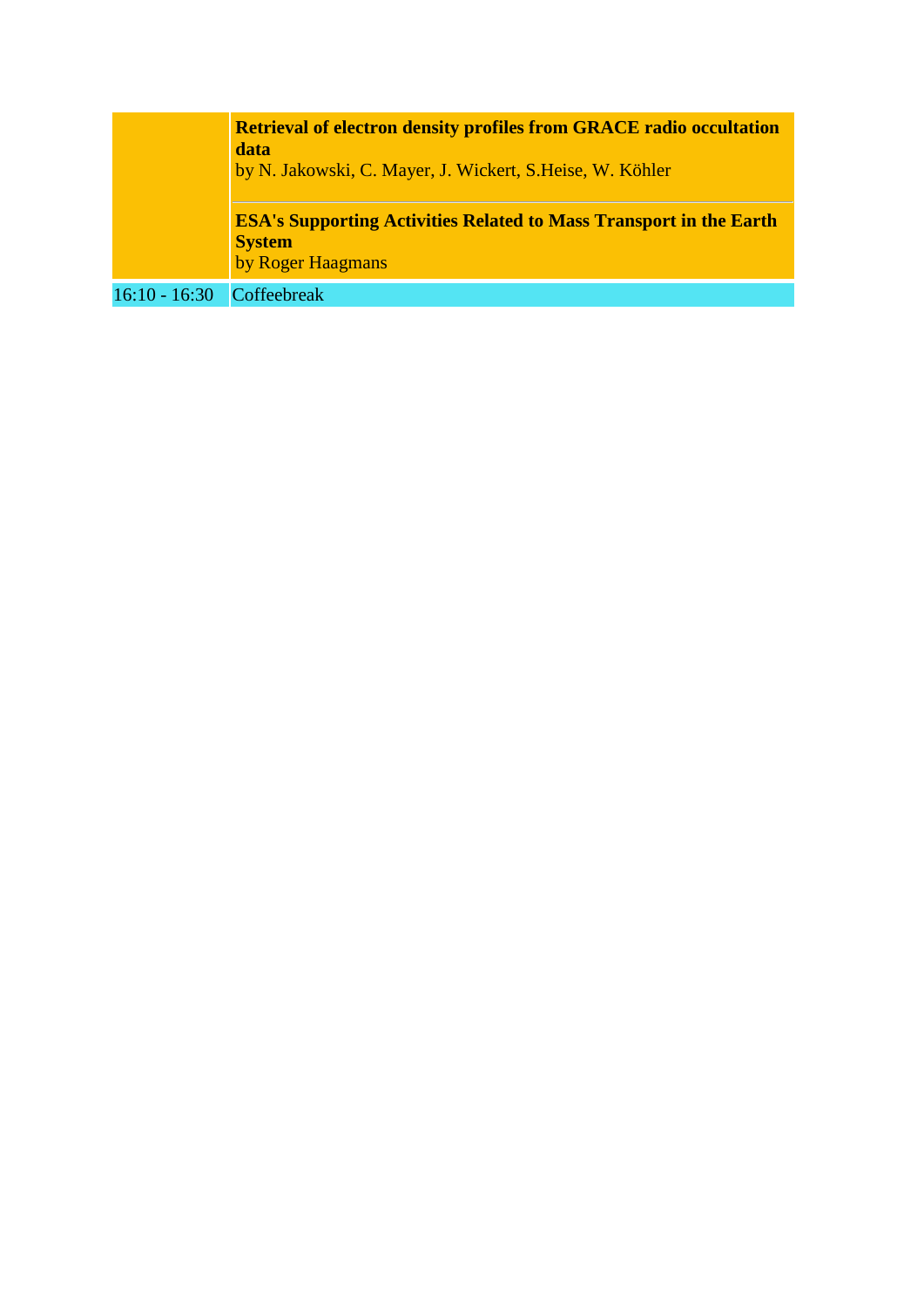| | |
|---|---|
| | **Retrieval of electron density profiles from GRACE radio occultation data**<br>by N. Jakowski, C. Mayer, J. Wickert, S.Heise, W. Köhler |
| | **ESA's Supporting Activities Related to Mass Transport in the Earth System**<br>by Roger Haagmans |
| 16:10 - 16:30 | Coffeebreak |